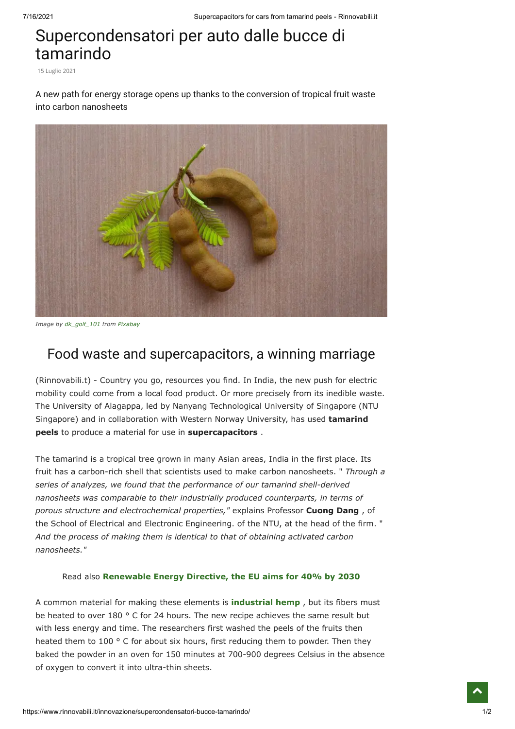# Supercondensatori per auto dalle bucce di tamarindo

15 Luglio 2021

A new path for energy storage opens up thanks to the conversion of tropical fruit waste into carbon nanosheets

*Image by dk_golf_101 from Pixabay*

## Food waste and supercapacitors, a winning marriage

(Rinnovabili.t) - Country you go, resources you find. In India, the new push for electric mobility could come from a local food product. Or more precisely from its inedible waste. The University of Alagappa, led by Nanyang Technological University of Singapore (NTU Singapore) and in collaboration with Western Norway University, has used **tamarind peels** to produce a material for use in **supercapacitors** .

The tamarind is a tropical tree grown in many Asian areas, India in the first place. Its fruit has a carbon-rich shell that scientists used to make carbon nanosheets. " *Through a series of analyzes, we found that the performance of our tamarind shell-derived nanosheets was comparable to their industrially produced counterparts, in terms of porous structure and electrochemical properties,"* explains Professor **Cuong Dang** , of the School of Electrical and Electronic Engineering. of the NTU, at the head of the firm. " *And the process of making them is identical to that of obtaining activated carbon nanosheets."*

Read also **Renewable Energy Directive, the EU aims for 40% by 2030**

A common material for making these elements is **industrial hemp** , but its fibers must be heated to over 180 ° C for 24 hours. The new recipe achieves the same result but with less energy and time. The researchers first washed the peels of the fruits then heated them to 100 ° C for about six hours, first reducing them to powder. Then they baked the powder in an oven for 150 minutes at 700-900 degrees Celsius in the absence of oxygen to convert it into ultra-thin sheets.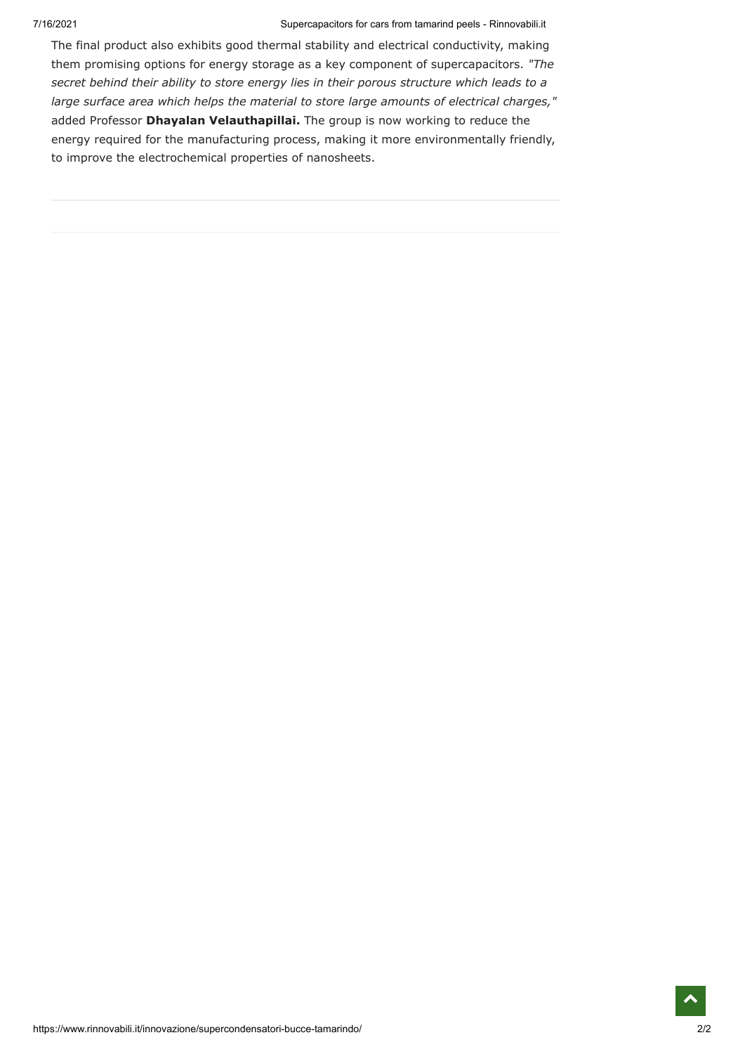The final product also exhibits good thermal stability and electrical conductivity, making them promising options for energy storage as a key component of supercapacitors. *"The secret behind their ability to store energy lies in their porous structure which leads to a large surface area which helps the material to store large amounts of electrical charges,"* added Professor **Dhayalan Velauthapillai.** The group is now working to reduce the energy required for the manufacturing process, making it more environmentally friendly, to improve the electrochemical properties of nanosheets.